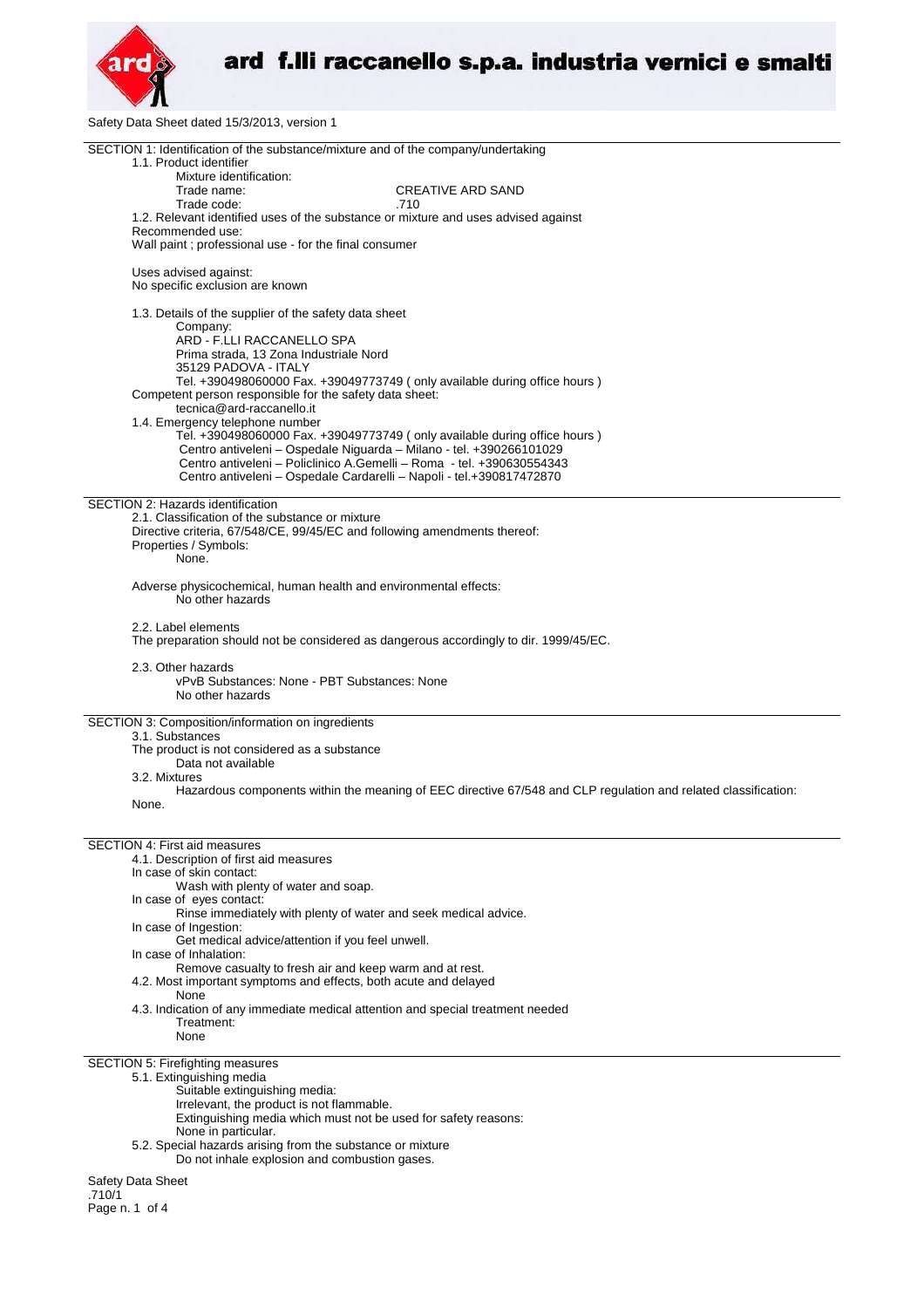# ard f.lli raccanello s.p.a. industria vernici e smalti

Safety Data Sheet dated 15/3/2013, version 1

## SECTION 1: Identification of the substance/mixture and of the company/undertaking

1.1. Product identifier

Mixture identification:

Trade name: CREATIVE ARD SAND

Trade code: .710

1.2. Relevant identified uses of the substance or mixture and uses advised against

Recommended use:

Wall paint ; professional use - for the final consumer

Uses advised against:

No specific exclusion are known

1.3. Details of the supplier of the safety data sheet

Company:

ARD - F.LLI RACCANELLO SPA
Prima strada, 13 Zona Industriale Nord
35129 PADOVA - ITALY
Tel. +390498060000 Fax. +39049773749 ( only available during office hours )

Competent person responsible for the safety data sheet:

tecnica@ard-raccanello.it

1.4. Emergency telephone number

Tel. +390498060000 Fax. +39049773749 ( only available during office hours )
Centro antiveleni – Ospedale Niguarda – Milano - tel. +390266101029
Centro antiveleni – Policlinico A.Gemelli – Roma - tel. +390630554343
Centro antiveleni – Ospedale Cardarelli – Napoli - tel.+390817472870

## SECTION 2: Hazards identification

2.1. Classification of the substance or mixture

Directive criteria, 67/548/CE, 99/45/EC and following amendments thereof:

Properties / Symbols:

None.

Adverse physicochemical, human health and environmental effects:

No other hazards

2.2. Label elements

The preparation should not be considered as dangerous accordingly to dir. 1999/45/EC.

2.3. Other hazards

vPvB Substances: None - PBT Substances: None

No other hazards

## SECTION 3: Composition/information on ingredients

3.1. Substances

The product is not considered as a substance

Data not available

3.2. Mixtures

Hazardous components within the meaning of EEC directive 67/548 and CLP regulation and related classification:

None.

## SECTION 4: First aid measures

4.1. Description of first aid measures

In case of skin contact:

Wash with plenty of water and soap.

In case of eyes contact:

Rinse immediately with plenty of water and seek medical advice.

In case of Ingestion:

Get medical advice/attention if you feel unwell.

In case of Inhalation:

Remove casualty to fresh air and keep warm and at rest.

4.2. Most important symptoms and effects, both acute and delayed

None

4.3. Indication of any immediate medical attention and special treatment needed

Treatment:

None

## SECTION 5: Firefighting measures

5.1. Extinguishing media

Suitable extinguishing media:

Irrelevant, the product is not flammable.

Extinguishing media which must not be used for safety reasons:

None in particular.

5.2. Special hazards arising from the substance or mixture

Do not inhale explosion and combustion gases.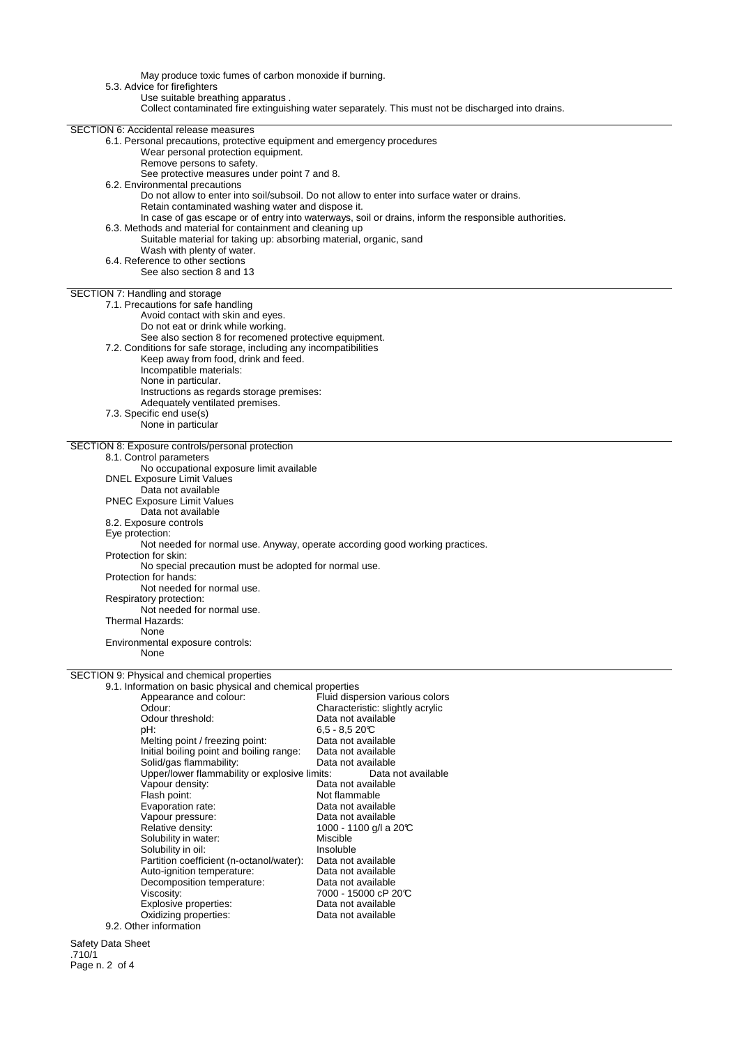May produce toxic fumes of carbon monoxide if burning.

5.3. Advice for firefighters

Use suitable breathing apparatus .

Collect contaminated fire extinguishing water separately. This must not be discharged into drains.

## SECTION 6: Accidental release measures

6.1. Personal precautions, protective equipment and emergency procedures

Wear personal protection equipment.

Remove persons to safety.

See protective measures under point 7 and 8.

6.2. Environmental precautions

Do not allow to enter into soil/subsoil. Do not allow to enter into surface water or drains.

Retain contaminated washing water and dispose it.

In case of gas escape or of entry into waterways, soil or drains, inform the responsible authorities.

6.3. Methods and material for containment and cleaning up

Suitable material for taking up: absorbing material, organic, sand

Wash with plenty of water.

6.4. Reference to other sections

See also section 8 and 13

## SECTION 7: Handling and storage

7.1. Precautions for safe handling

Avoid contact with skin and eyes.

Do not eat or drink while working.

See also section 8 for recomened protective equipment.

7.2. Conditions for safe storage, including any incompatibilities

Keep away from food, drink and feed.

Incompatible materials:

None in particular.

Instructions as regards storage premises:

Adequately ventilated premises.

7.3. Specific end use(s)

None in particular

## SECTION 8: Exposure controls/personal protection

8.1. Control parameters

No occupational exposure limit available

DNEL Exposure Limit Values

Data not available

PNEC Exposure Limit Values

Data not available

8.2. Exposure controls

Eye protection:

Not needed for normal use. Anyway, operate according good working practices.

Protection for skin:

No special precaution must be adopted for normal use.

Protection for hands:

Not needed for normal use.

Respiratory protection:

Not needed for normal use.

Thermal Hazards:

None

Environmental exposure controls:

None

## SECTION 9: Physical and chemical properties

9.1. Information on basic physical and chemical properties

| Property | Value |
|---|---|
| Appearance and colour: | Fluid dispersion various colors |
| Odour: | Characteristic: slightly acrylic |
| Odour threshold: | Data not available |
| pH: | 6,5 - 8,5 20℃ |
| Melting point / freezing point: | Data not available |
| Initial boiling point and boiling range: | Data not available |
| Solid/gas flammability: | Data not available |
| Upper/lower flammability or explosive limits: | Data not available |
| Vapour density: | Data not available |
| Flash point: | Not flammable |
| Evaporation rate: | Data not available |
| Vapour pressure: | Data not available |
| Relative density: | 1000 - 1100 g/l a 20℃ |
| Solubility in water: | Miscible |
| Solubility in oil: | Insoluble |
| Partition coefficient (n-octanol/water): | Data not available |
| Auto-ignition temperature: | Data not available |
| Decomposition temperature: | Data not available |
| Viscosity: | 7000 - 15000 cP 20℃ |
| Explosive properties: | Data not available |
| Oxidizing properties: | Data not available |

9.2. Other information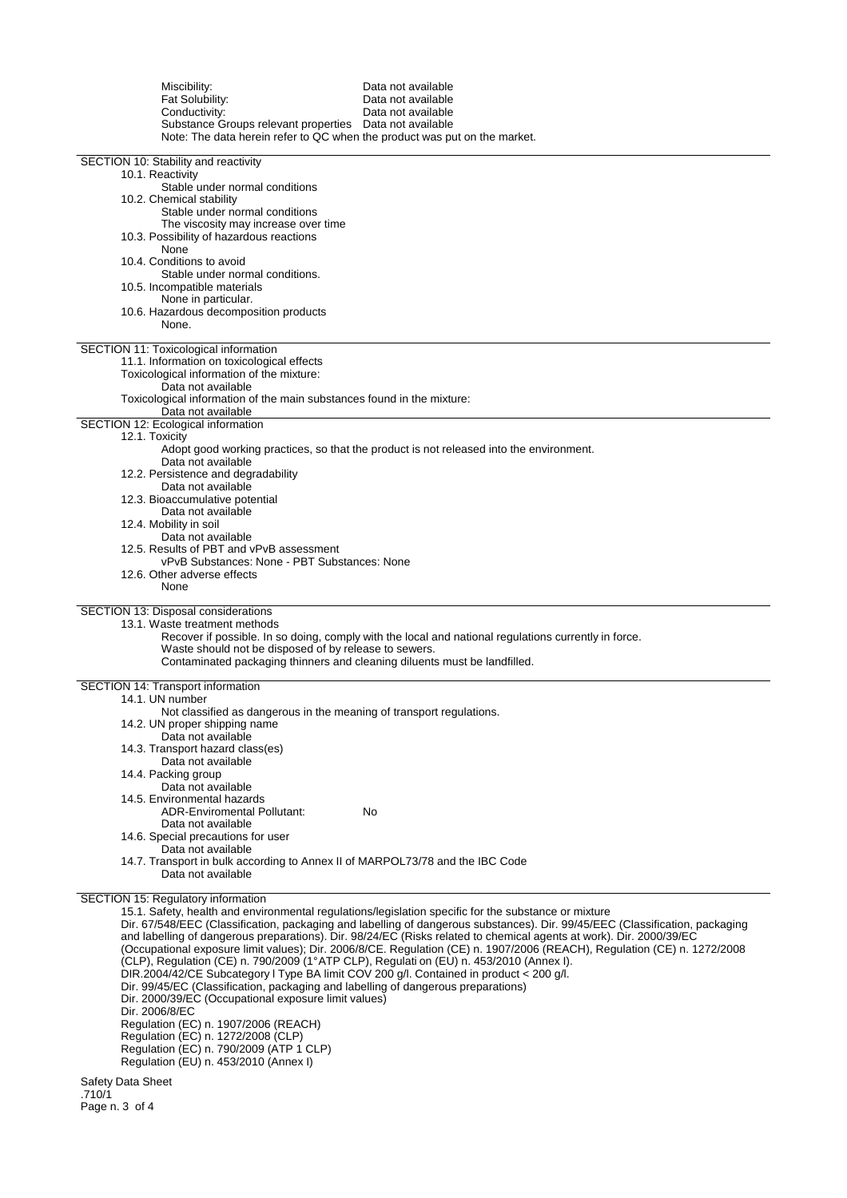Miscibility: Data not available
Fat Solubility: Data not available
Conductivity: Data not available
Substance Groups relevant properties Data not available
Note: The data herein refer to QC when the product was put on the market.

## SECTION 10: Stability and reactivity

10.1. Reactivity
Stable under normal conditions

10.2. Chemical stability
Stable under normal conditions
The viscosity may increase over time

10.3. Possibility of hazardous reactions
None

10.4. Conditions to avoid
Stable under normal conditions.

10.5. Incompatible materials
None in particular.

10.6. Hazardous decomposition products
None.

## SECTION 11: Toxicological information

11.1. Information on toxicological effects
Toxicological information of the mixture:
Data not available
Toxicological information of the main substances found in the mixture:
Data not available

## SECTION 12: Ecological information

12.1. Toxicity
Adopt good working practices, so that the product is not released into the environment.
Data not available

12.2. Persistence and degradability
Data not available

12.3. Bioaccumulative potential
Data not available

12.4. Mobility in soil
Data not available

12.5. Results of PBT and vPvB assessment
vPvB Substances: None - PBT Substances: None

12.6. Other adverse effects
None

## SECTION 13: Disposal considerations

13.1. Waste treatment methods
Recover if possible. In so doing, comply with the local and national regulations currently in force.
Waste should not be disposed of by release to sewers.
Contaminated packaging thinners and cleaning diluents must be landfilled.

## SECTION 14: Transport information

14.1. UN number
Not classified as dangerous in the meaning of transport regulations.

14.2. UN proper shipping name
Data not available

14.3. Transport hazard class(es)
Data not available

14.4. Packing group
Data not available

14.5. Environmental hazards
ADR-Enviromental Pollutant: No
Data not available

14.6. Special precautions for user
Data not available

14.7. Transport in bulk according to Annex II of MARPOL73/78 and the IBC Code
Data not available

## SECTION 15: Regulatory information

15.1. Safety, health and environmental regulations/legislation specific for the substance or mixture
Dir. 67/548/EEC (Classification, packaging and labelling of dangerous substances). Dir. 99/45/EEC (Classification, packaging and labelling of dangerous preparations). Dir. 98/24/EC (Risks related to chemical agents at work). Dir. 2000/39/EC (Occupational exposure limit values); Dir. 2006/8/CE. Regulation (CE) n. 1907/2006 (REACH), Regulation (CE) n. 1272/2008 (CLP), Regulation (CE) n. 790/2009 (1°ATP CLP), Regulati on (EU) n. 453/2010 (Annex I).
DIR.2004/42/CE Subcategory I Type BA limit COV 200 g/l. Contained in product < 200 g/l.
Dir. 99/45/EC (Classification, packaging and labelling of dangerous preparations)
Dir. 2000/39/EC (Occupational exposure limit values)
Dir. 2006/8/EC
Regulation (EC) n. 1907/2006 (REACH)
Regulation (EC) n. 1272/2008 (CLP)
Regulation (EC) n. 790/2009 (ATP 1 CLP)
Regulation (EU) n. 453/2010 (Annex I)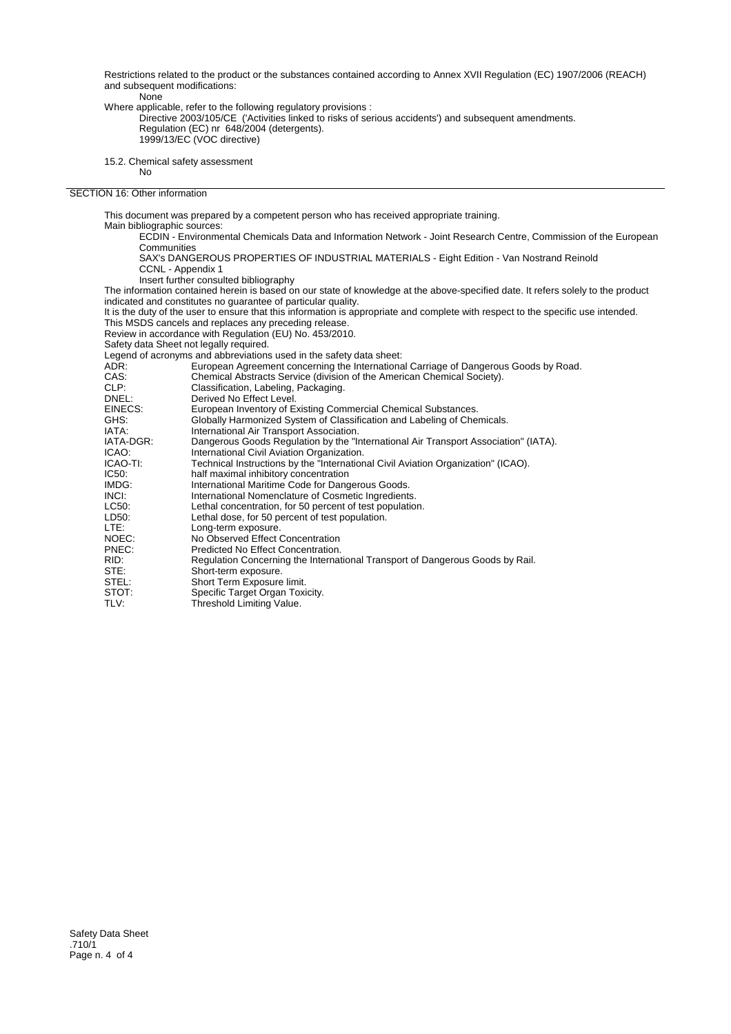Restrictions related to the product or the substances contained according to Annex XVII Regulation (EC) 1907/2006 (REACH) and subsequent modifications:

None

Where applicable, refer to the following regulatory provisions :

Directive 2003/105/CE ('Activities linked to risks of serious accidents') and subsequent amendments.
Regulation (EC) nr 648/2004 (detergents).
1999/13/EC (VOC directive)

15.2. Chemical safety assessment

No

## SECTION 16: Other information

This document was prepared by a competent person who has received appropriate training.

Main bibliographic sources:

ECDIN - Environmental Chemicals Data and Information Network - Joint Research Centre, Commission of the European Communities
SAX's DANGEROUS PROPERTIES OF INDUSTRIAL MATERIALS - Eight Edition - Van Nostrand Reinold
CCNL - Appendix 1
Insert further consulted bibliography

The information contained herein is based on our state of knowledge at the above-specified date. It refers solely to the product indicated and constitutes no guarantee of particular quality.

It is the duty of the user to ensure that this information is appropriate and complete with respect to the specific use intended.

This MSDS cancels and replaces any preceding release.

Review in accordance with Regulation (EU) No. 453/2010.

Safety data Sheet not legally required.

Legend of acronyms and abbreviations used in the safety data sheet:

| | |
|---|---|
| ADR: | European Agreement concerning the International Carriage of Dangerous Goods by Road. |
| CAS: | Chemical Abstracts Service (division of the American Chemical Society). |
| CLP: | Classification, Labeling, Packaging. |
| DNEL: | Derived No Effect Level. |
| EINECS: | European Inventory of Existing Commercial Chemical Substances. |
| GHS: | Globally Harmonized System of Classification and Labeling of Chemicals. |
| IATA: | International Air Transport Association. |
| IATA-DGR: | Dangerous Goods Regulation by the "International Air Transport Association" (IATA). |
| ICAO: | International Civil Aviation Organization. |
| ICAO-TI: | Technical Instructions by the "International Civil Aviation Organization" (ICAO). |
| IC50: | half maximal inhibitory concentration |
| IMDG: | International Maritime Code for Dangerous Goods. |
| INCI: | International Nomenclature of Cosmetic Ingredients. |
| LC50: | Lethal concentration, for 50 percent of test population. |
| LD50: | Lethal dose, for 50 percent of test population. |
| LTE: | Long-term exposure. |
| NOEC: | No Observed Effect Concentration |
| PNEC: | Predicted No Effect Concentration. |
| RID: | Regulation Concerning the International Transport of Dangerous Goods by Rail. |
| STE: | Short-term exposure. |
| STEL: | Short Term Exposure limit. |
| STOT: | Specific Target Organ Toxicity. |
| TLV: | Threshold Limiting Value. |